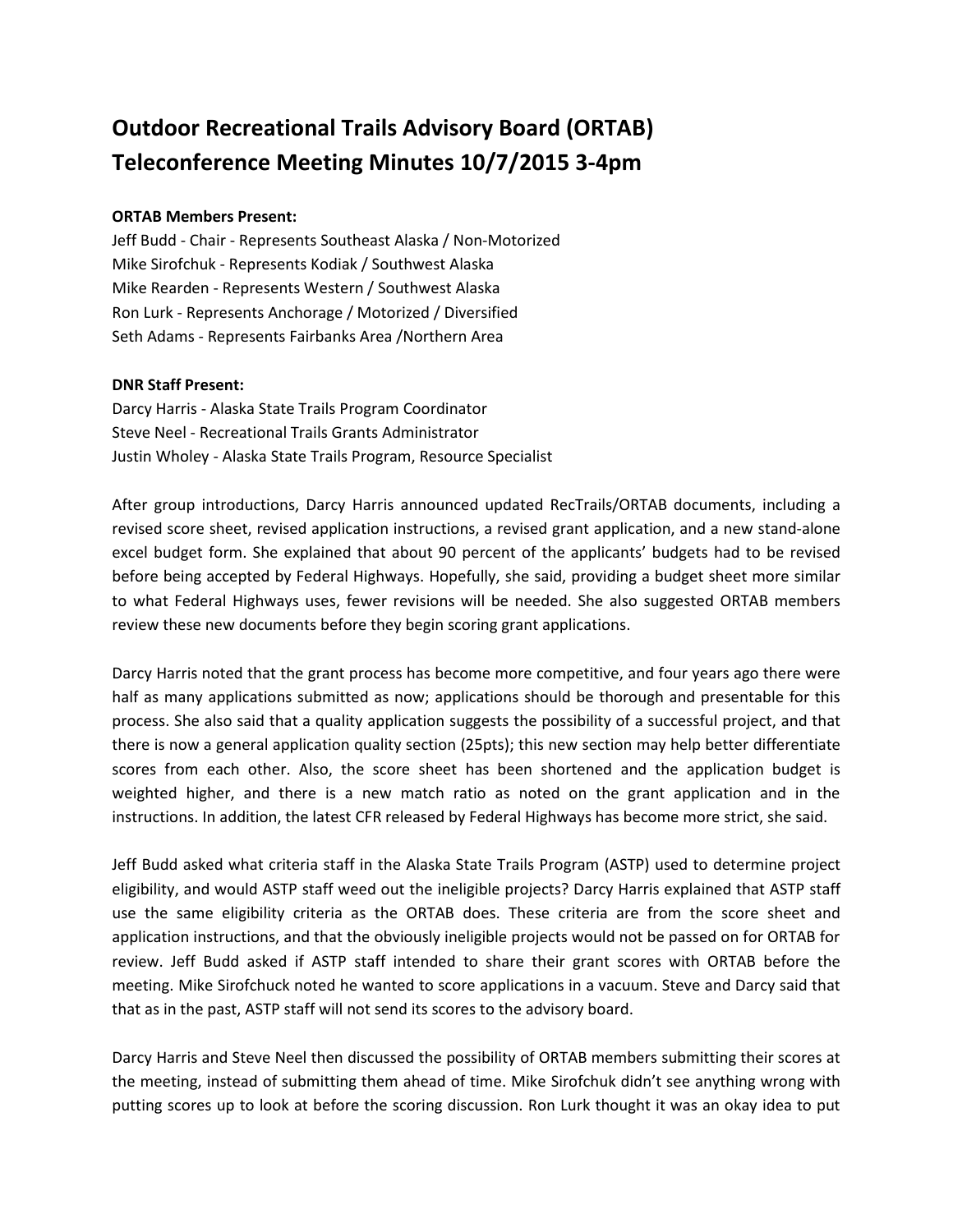# Outdoor Recreational Trails Advisory Board (ORTAB) Teleconference Meeting Minutes 10/7/2015 3-4pm

**ORTAB Members Present:**

Jeff Budd - Chair - Represents Southeast Alaska / Non-Motorized
Mike Sirofchuk - Represents Kodiak / Southwest Alaska
Mike Rearden - Represents Western / Southwest Alaska
Ron Lurk - Represents Anchorage / Motorized / Diversified
Seth Adams - Represents Fairbanks Area /Northern Area

**DNR Staff Present:**

Darcy Harris - Alaska State Trails Program Coordinator
Steve Neel - Recreational Trails Grants Administrator
Justin Wholey - Alaska State Trails Program, Resource Specialist

After group introductions, Darcy Harris announced updated RecTrails/ORTAB documents, including a revised score sheet, revised application instructions, a revised grant application, and a new stand-alone excel budget form. She explained that about 90 percent of the applicants' budgets had to be revised before being accepted by Federal Highways. Hopefully, she said, providing a budget sheet more similar to what Federal Highways uses, fewer revisions will be needed. She also suggested ORTAB members review these new documents before they begin scoring grant applications.

Darcy Harris noted that the grant process has become more competitive, and four years ago there were half as many applications submitted as now; applications should be thorough and presentable for this process. She also said that a quality application suggests the possibility of a successful project, and that there is now a general application quality section (25pts); this new section may help better differentiate scores from each other. Also, the score sheet has been shortened and the application budget is weighted higher, and there is a new match ratio as noted on the grant application and in the instructions. In addition, the latest CFR released by Federal Highways has become more strict, she said.

Jeff Budd asked what criteria staff in the Alaska State Trails Program (ASTP) used to determine project eligibility, and would ASTP staff weed out the ineligible projects? Darcy Harris explained that ASTP staff use the same eligibility criteria as the ORTAB does. These criteria are from the score sheet and application instructions, and that the obviously ineligible projects would not be passed on for ORTAB for review. Jeff Budd asked if ASTP staff intended to share their grant scores with ORTAB before the meeting. Mike Sirofchuck noted he wanted to score applications in a vacuum. Steve and Darcy said that that as in the past, ASTP staff will not send its scores to the advisory board.

Darcy Harris and Steve Neel then discussed the possibility of ORTAB members submitting their scores at the meeting, instead of submitting them ahead of time. Mike Sirofchuk didn't see anything wrong with putting scores up to look at before the scoring discussion. Ron Lurk thought it was an okay idea to put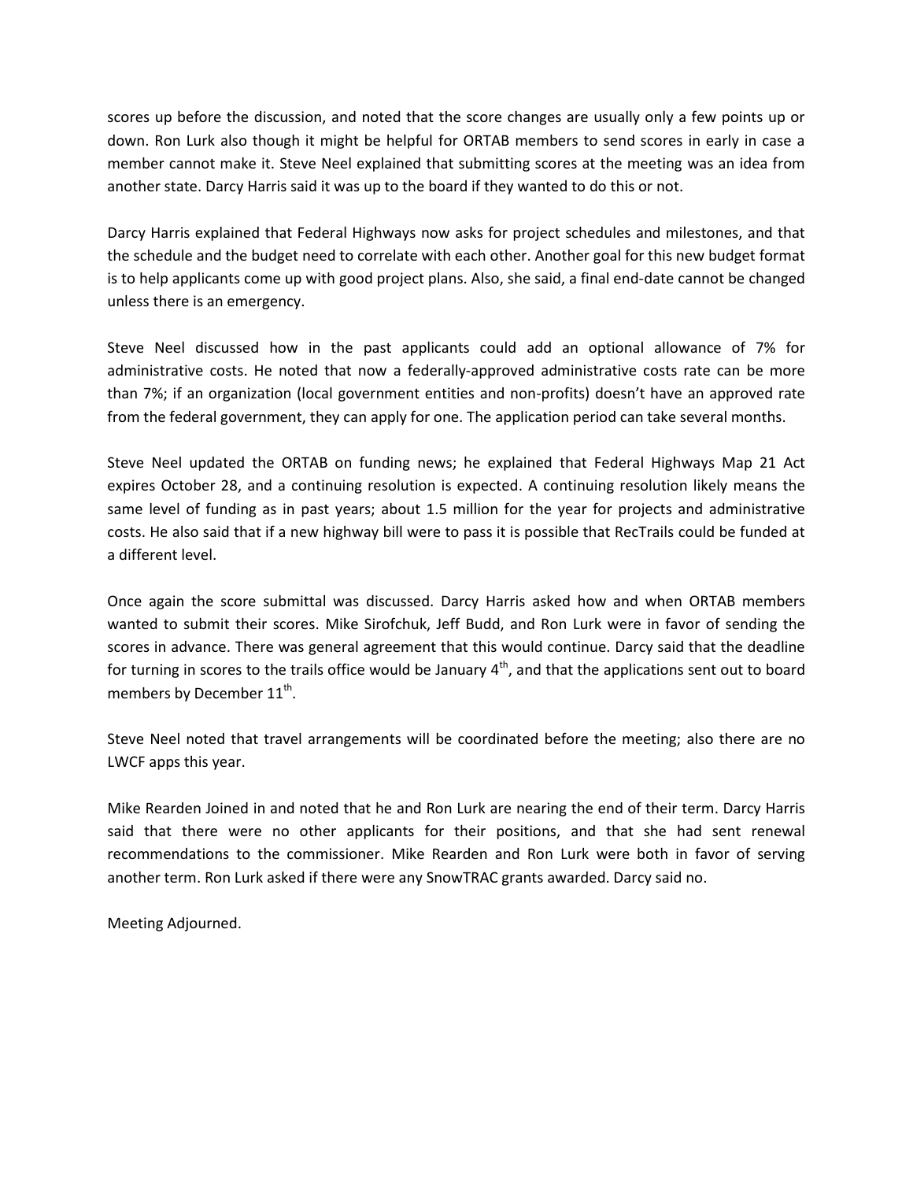scores up before the discussion, and noted that the score changes are usually only a few points up or down. Ron Lurk also though it might be helpful for ORTAB members to send scores in early in case a member cannot make it. Steve Neel explained that submitting scores at the meeting was an idea from another state. Darcy Harris said it was up to the board if they wanted to do this or not.

Darcy Harris explained that Federal Highways now asks for project schedules and milestones, and that the schedule and the budget need to correlate with each other. Another goal for this new budget format is to help applicants come up with good project plans. Also, she said, a final end-date cannot be changed unless there is an emergency.

Steve Neel discussed how in the past applicants could add an optional allowance of 7% for administrative costs. He noted that now a federally-approved administrative costs rate can be more than 7%; if an organization (local government entities and non-profits) doesn't have an approved rate from the federal government, they can apply for one. The application period can take several months.

Steve Neel updated the ORTAB on funding news; he explained that Federal Highways Map 21 Act expires October 28, and a continuing resolution is expected. A continuing resolution likely means the same level of funding as in past years; about 1.5 million for the year for projects and administrative costs. He also said that if a new highway bill were to pass it is possible that RecTrails could be funded at a different level.

Once again the score submittal was discussed. Darcy Harris asked how and when ORTAB members wanted to submit their scores. Mike Sirofchuk, Jeff Budd, and Ron Lurk were in favor of sending the scores in advance. There was general agreement that this would continue. Darcy said that the deadline for turning in scores to the trails office would be January 4th, and that the applications sent out to board members by December 11th.

Steve Neel noted that travel arrangements will be coordinated before the meeting; also there are no LWCF apps this year.

Mike Rearden Joined in and noted that he and Ron Lurk are nearing the end of their term. Darcy Harris said that there were no other applicants for their positions, and that she had sent renewal recommendations to the commissioner. Mike Rearden and Ron Lurk were both in favor of serving another term. Ron Lurk asked if there were any SnowTRAC grants awarded. Darcy said no.

Meeting Adjourned.